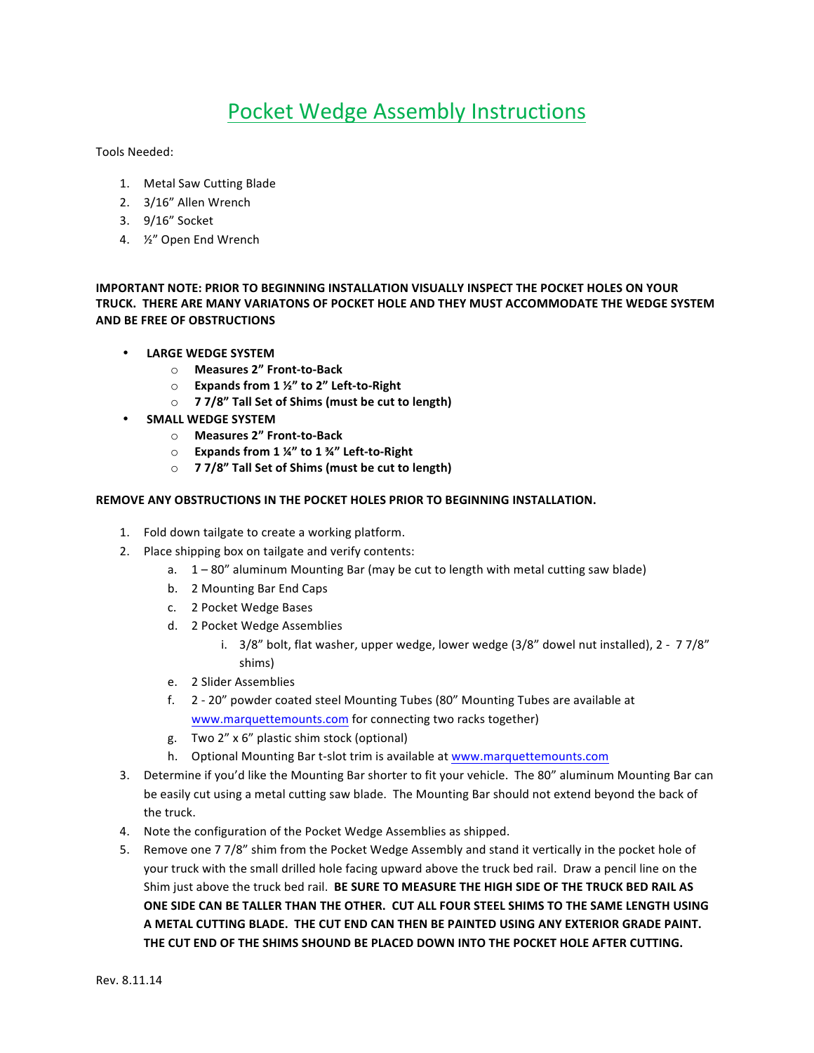# Pocket Wedge Assembly Instructions

Tools Needed:

1. Metal Saw Cutting Blade
2. 3/16" Allen Wrench
3. 9/16" Socket
4. ½" Open End Wrench

**IMPORTANT NOTE: PRIOR TO BEGINNING INSTALLATION VISUALLY INSPECT THE POCKET HOLES ON YOUR TRUCK. THERE ARE MANY VARIATONS OF POCKET HOLE AND THEY MUST ACCOMMODATE THE WEDGE SYSTEM AND BE FREE OF OBSTRUCTIONS**

- **LARGE WEDGE SYSTEM**
  - **Measures 2" Front-to-Back**
  - **Expands from 1 ½" to 2" Left-to-Right**
  - **7 7/8" Tall Set of Shims (must be cut to length)**
- **SMALL WEDGE SYSTEM**
  - **Measures 2" Front-to-Back**
  - **Expands from 1 ¼" to 1 ¾" Left-to-Right**
  - **7 7/8" Tall Set of Shims (must be cut to length)**

**REMOVE ANY OBSTRUCTIONS IN THE POCKET HOLES PRIOR TO BEGINNING INSTALLATION.**

1. Fold down tailgate to create a working platform.
2. Place shipping box on tailgate and verify contents:
   a. 1 – 80" aluminum Mounting Bar (may be cut to length with metal cutting saw blade)
   b. 2 Mounting Bar End Caps
   c. 2 Pocket Wedge Bases
   d. 2 Pocket Wedge Assemblies
      i. 3/8" bolt, flat washer, upper wedge, lower wedge (3/8" dowel nut installed), 2 - 7 7/8" shims)
   e. 2 Slider Assemblies
   f. 2 - 20" powder coated steel Mounting Tubes (80" Mounting Tubes are available at www.marquettemounts.com for connecting two racks together)
   g. Two 2" x 6" plastic shim stock (optional)
   h. Optional Mounting Bar t-slot trim is available at www.marquettemounts.com
3. Determine if you'd like the Mounting Bar shorter to fit your vehicle. The 80" aluminum Mounting Bar can be easily cut using a metal cutting saw blade. The Mounting Bar should not extend beyond the back of the truck.
4. Note the configuration of the Pocket Wedge Assemblies as shipped.
5. Remove one 7 7/8" shim from the Pocket Wedge Assembly and stand it vertically in the pocket hole of your truck with the small drilled hole facing upward above the truck bed rail. Draw a pencil line on the Shim just above the truck bed rail. **BE SURE TO MEASURE THE HIGH SIDE OF THE TRUCK BED RAIL AS ONE SIDE CAN BE TALLER THAN THE OTHER. CUT ALL FOUR STEEL SHIMS TO THE SAME LENGTH USING A METAL CUTTING BLADE. THE CUT END CAN THEN BE PAINTED USING ANY EXTERIOR GRADE PAINT. THE CUT END OF THE SHIMS SHOUND BE PLACED DOWN INTO THE POCKET HOLE AFTER CUTTING.**

Rev. 8.11.14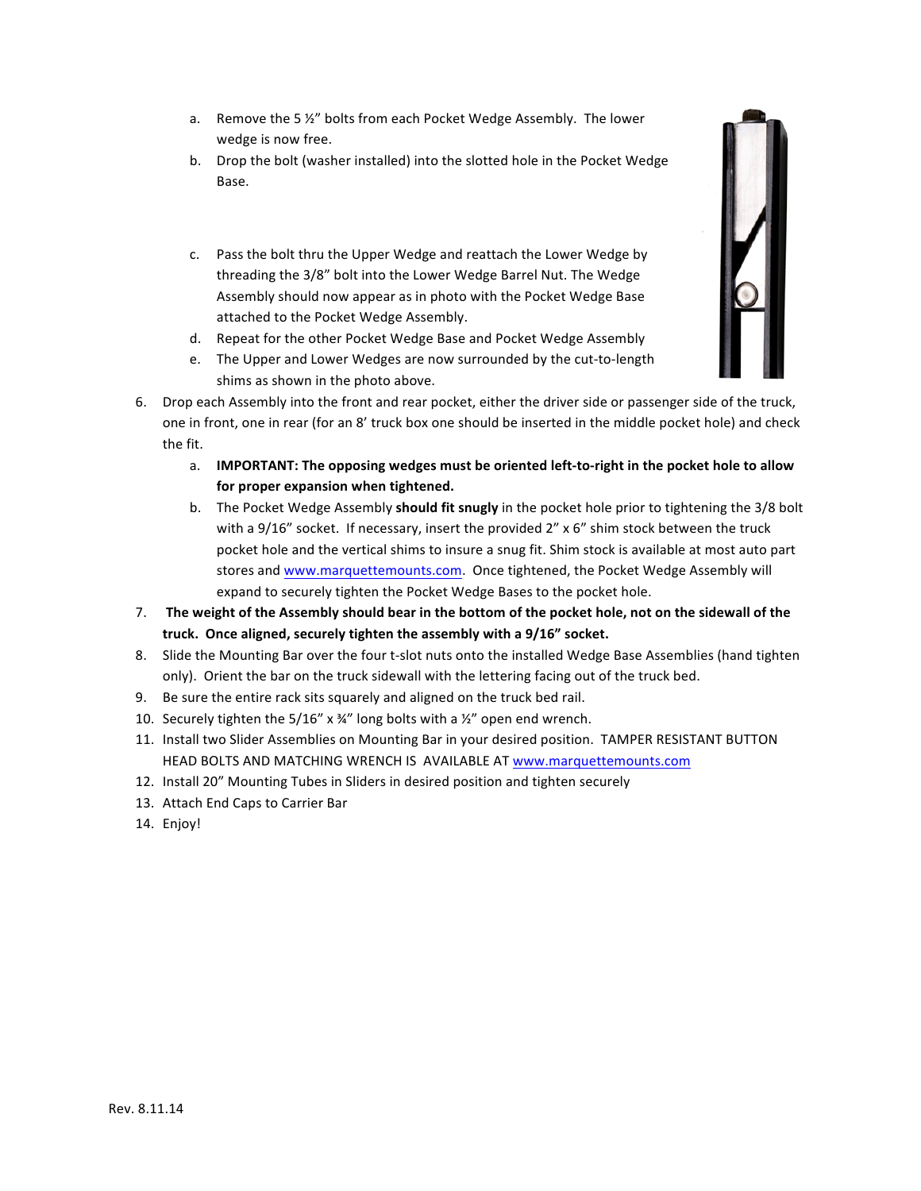a. Remove the 5 ½" bolts from each Pocket Wedge Assembly. The lower wedge is now free.
b. Drop the bolt (washer installed) into the slotted hole in the Pocket Wedge Base.
c. Pass the bolt thru the Upper Wedge and reattach the Lower Wedge by threading the 3/8" bolt into the Lower Wedge Barrel Nut. The Wedge Assembly should now appear as in photo with the Pocket Wedge Base attached to the Pocket Wedge Assembly.
d. Repeat for the other Pocket Wedge Base and Pocket Wedge Assembly
e. The Upper and Lower Wedges are now surrounded by the cut-to-length shims as shown in the photo above.

6. Drop each Assembly into the front and rear pocket, either the driver side or passenger side of the truck, one in front, one in rear (for an 8' truck box one should be inserted in the middle pocket hole) and check the fit.
   a. **IMPORTANT: The opposing wedges must be oriented left-to-right in the pocket hole to allow for proper expansion when tightened.**
   b. The Pocket Wedge Assembly **should fit snugly** in the pocket hole prior to tightening the 3/8 bolt with a 9/16" socket. If necessary, insert the provided 2" x 6" shim stock between the truck pocket hole and the vertical shims to insure a snug fit. Shim stock is available at most auto part stores and www.marquettemounts.com. Once tightened, the Pocket Wedge Assembly will expand to securely tighten the Pocket Wedge Bases to the pocket hole.
7. **The weight of the Assembly should bear in the bottom of the pocket hole, not on the sidewall of the truck. Once aligned, securely tighten the assembly with a 9/16" socket.**
8. Slide the Mounting Bar over the four t-slot nuts onto the installed Wedge Base Assemblies (hand tighten only). Orient the bar on the truck sidewall with the lettering facing out of the truck bed.
9. Be sure the entire rack sits squarely and aligned on the truck bed rail.
10. Securely tighten the 5/16" x ¾" long bolts with a ½" open end wrench.
11. Install two Slider Assemblies on Mounting Bar in your desired position. TAMPER RESISTANT BUTTON HEAD BOLTS AND MATCHING WRENCH IS AVAILABLE AT www.marquettemounts.com
12. Install 20" Mounting Tubes in Sliders in desired position and tighten securely
13. Attach End Caps to Carrier Bar
14. Enjoy!

Rev. 8.11.14